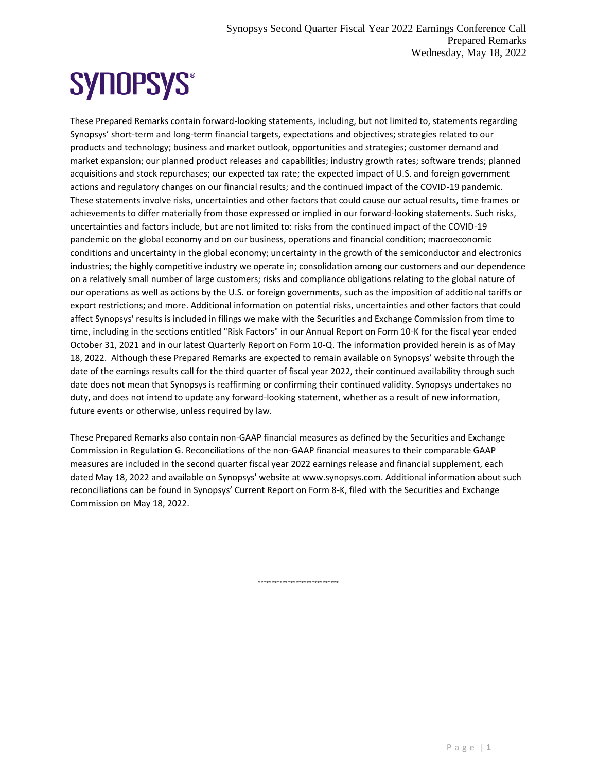Synopsys Second Quarter Fiscal Year 2022 Earnings Conference Call
Prepared Remarks
Wednesday, May 18, 2022

# SYNOPSYS®

These Prepared Remarks contain forward-looking statements, including, but not limited to, statements regarding Synopsys' short-term and long-term financial targets, expectations and objectives; strategies related to our products and technology; business and market outlook, opportunities and strategies; customer demand and market expansion; our planned product releases and capabilities; industry growth rates; software trends; planned acquisitions and stock repurchases; our expected tax rate; the expected impact of U.S. and foreign government actions and regulatory changes on our financial results; and the continued impact of the COVID-19 pandemic. These statements involve risks, uncertainties and other factors that could cause our actual results, time frames or achievements to differ materially from those expressed or implied in our forward-looking statements. Such risks, uncertainties and factors include, but are not limited to: risks from the continued impact of the COVID-19 pandemic on the global economy and on our business, operations and financial condition; macroeconomic conditions and uncertainty in the global economy; uncertainty in the growth of the semiconductor and electronics industries; the highly competitive industry we operate in; consolidation among our customers and our dependence on a relatively small number of large customers; risks and compliance obligations relating to the global nature of our operations as well as actions by the U.S. or foreign governments, such as the imposition of additional tariffs or export restrictions; and more. Additional information on potential risks, uncertainties and other factors that could affect Synopsys' results is included in filings we make with the Securities and Exchange Commission from time to time, including in the sections entitled "Risk Factors" in our Annual Report on Form 10-K for the fiscal year ended October 31, 2021 and in our latest Quarterly Report on Form 10-Q. The information provided herein is as of May 18, 2022. Although these Prepared Remarks are expected to remain available on Synopsys' website through the date of the earnings results call for the third quarter of fiscal year 2022, their continued availability through such date does not mean that Synopsys is reaffirming or confirming their continued validity. Synopsys undertakes no duty, and does not intend to update any forward-looking statement, whether as a result of new information, future events or otherwise, unless required by law.

These Prepared Remarks also contain non-GAAP financial measures as defined by the Securities and Exchange Commission in Regulation G. Reconciliations of the non-GAAP financial measures to their comparable GAAP measures are included in the second quarter fiscal year 2022 earnings release and financial supplement, each dated May 18, 2022 and available on Synopsys' website at www.synopsys.com. Additional information about such reconciliations can be found in Synopsys' Current Report on Form 8-K, filed with the Securities and Exchange Commission on May 18, 2022.

\*\*\*\*\*\*\*\*\*\*\*\*\*\*\*\*\*\*\*\*\*\*\*\*\*\*\*\*\*\*\*\*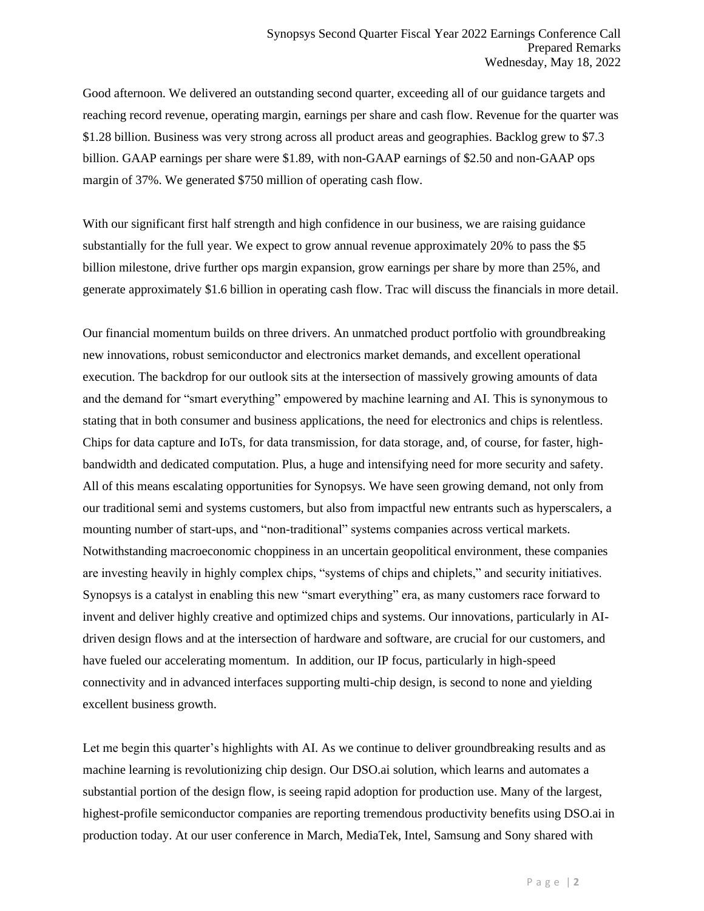Good afternoon. We delivered an outstanding second quarter, exceeding all of our guidance targets and reaching record revenue, operating margin, earnings per share and cash flow. Revenue for the quarter was $1.28 billion. Business was very strong across all product areas and geographies. Backlog grew to $7.3 billion. GAAP earnings per share were $1.89, with non-GAAP earnings of $2.50 and non-GAAP ops margin of 37%. We generated $750 million of operating cash flow.

With our significant first half strength and high confidence in our business, we are raising guidance substantially for the full year. We expect to grow annual revenue approximately 20% to pass the $5 billion milestone, drive further ops margin expansion, grow earnings per share by more than 25%, and generate approximately $1.6 billion in operating cash flow. Trac will discuss the financials in more detail.

Our financial momentum builds on three drivers. An unmatched product portfolio with groundbreaking new innovations, robust semiconductor and electronics market demands, and excellent operational execution. The backdrop for our outlook sits at the intersection of massively growing amounts of data and the demand for "smart everything" empowered by machine learning and AI. This is synonymous to stating that in both consumer and business applications, the need for electronics and chips is relentless. Chips for data capture and IoTs, for data transmission, for data storage, and, of course, for faster, high-bandwidth and dedicated computation. Plus, a huge and intensifying need for more security and safety. All of this means escalating opportunities for Synopsys. We have seen growing demand, not only from our traditional semi and systems customers, but also from impactful new entrants such as hyperscalers, a mounting number of start-ups, and "non-traditional" systems companies across vertical markets. Notwithstanding macroeconomic choppiness in an uncertain geopolitical environment, these companies are investing heavily in highly complex chips, "systems of chips and chiplets," and security initiatives. Synopsys is a catalyst in enabling this new "smart everything" era, as many customers race forward to invent and deliver highly creative and optimized chips and systems. Our innovations, particularly in AI-driven design flows and at the intersection of hardware and software, are crucial for our customers, and have fueled our accelerating momentum. In addition, our IP focus, particularly in high-speed connectivity and in advanced interfaces supporting multi-chip design, is second to none and yielding excellent business growth.

Let me begin this quarter's highlights with AI. As we continue to deliver groundbreaking results and as machine learning is revolutionizing chip design. Our DSO.ai solution, which learns and automates a substantial portion of the design flow, is seeing rapid adoption for production use. Many of the largest, highest-profile semiconductor companies are reporting tremendous productivity benefits using DSO.ai in production today. At our user conference in March, MediaTek, Intel, Samsung and Sony shared with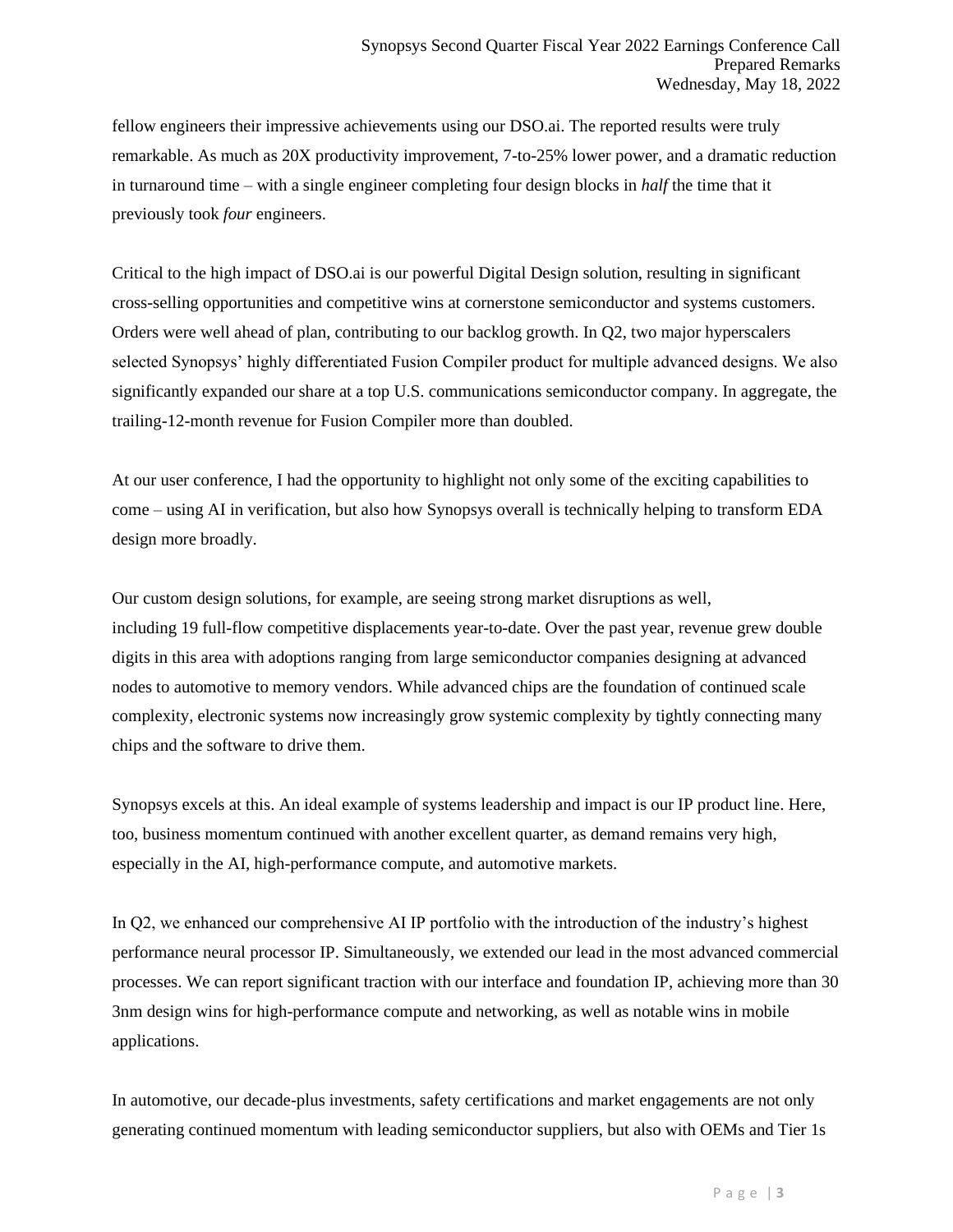fellow engineers their impressive achievements using our DSO.ai. The reported results were truly remarkable. As much as 20X productivity improvement, 7-to-25% lower power, and a dramatic reduction in turnaround time – with a single engineer completing four design blocks in *half* the time that it previously took *four* engineers.

Critical to the high impact of DSO.ai is our powerful Digital Design solution, resulting in significant cross-selling opportunities and competitive wins at cornerstone semiconductor and systems customers. Orders were well ahead of plan, contributing to our backlog growth. In Q2, two major hyperscalers selected Synopsys' highly differentiated Fusion Compiler product for multiple advanced designs. We also significantly expanded our share at a top U.S. communications semiconductor company. In aggregate, the trailing-12-month revenue for Fusion Compiler more than doubled.

At our user conference, I had the opportunity to highlight not only some of the exciting capabilities to come – using AI in verification, but also how Synopsys overall is technically helping to transform EDA design more broadly.

Our custom design solutions, for example, are seeing strong market disruptions as well, including 19 full-flow competitive displacements year-to-date. Over the past year, revenue grew double digits in this area with adoptions ranging from large semiconductor companies designing at advanced nodes to automotive to memory vendors. While advanced chips are the foundation of continued scale complexity, electronic systems now increasingly grow systemic complexity by tightly connecting many chips and the software to drive them.

Synopsys excels at this. An ideal example of systems leadership and impact is our IP product line. Here, too, business momentum continued with another excellent quarter, as demand remains very high, especially in the AI, high-performance compute, and automotive markets.

In Q2, we enhanced our comprehensive AI IP portfolio with the introduction of the industry's highest performance neural processor IP. Simultaneously, we extended our lead in the most advanced commercial processes. We can report significant traction with our interface and foundation IP, achieving more than 30 3nm design wins for high-performance compute and networking, as well as notable wins in mobile applications.

In automotive, our decade-plus investments, safety certifications and market engagements are not only generating continued momentum with leading semiconductor suppliers, but also with OEMs and Tier 1s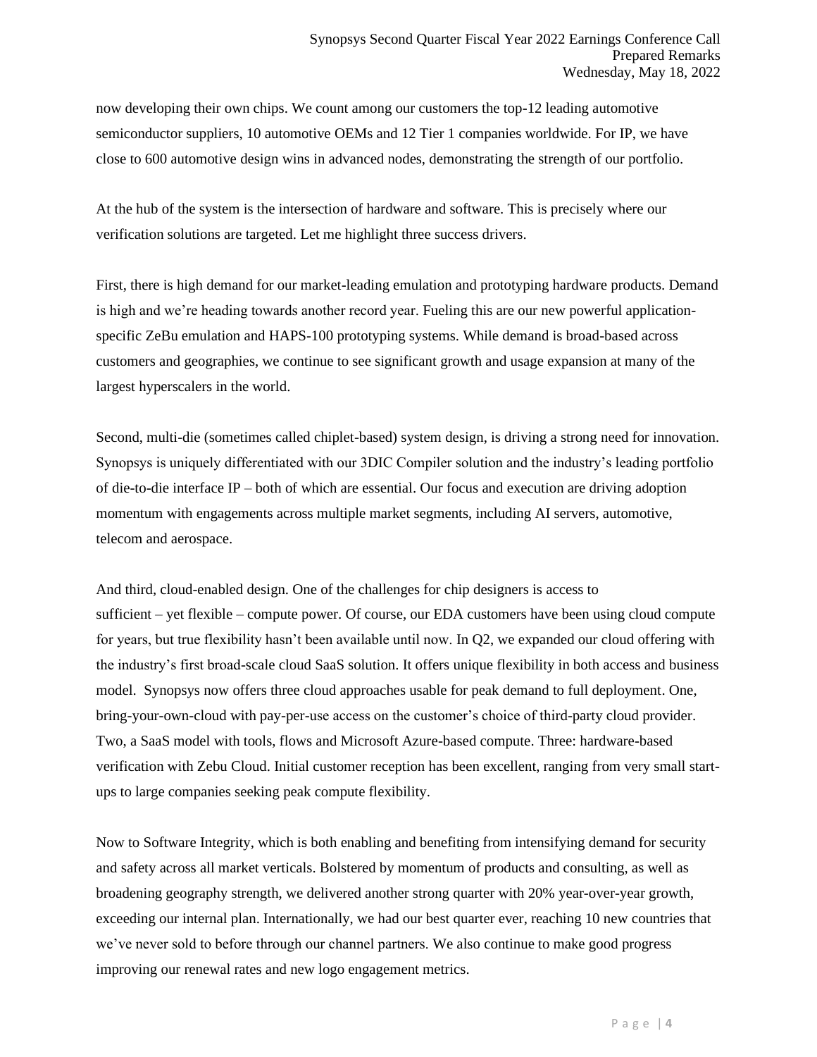now developing their own chips. We count among our customers the top-12 leading automotive semiconductor suppliers, 10 automotive OEMs and 12 Tier 1 companies worldwide. For IP, we have close to 600 automotive design wins in advanced nodes, demonstrating the strength of our portfolio.

At the hub of the system is the intersection of hardware and software. This is precisely where our verification solutions are targeted. Let me highlight three success drivers.

First, there is high demand for our market-leading emulation and prototyping hardware products. Demand is high and we're heading towards another record year. Fueling this are our new powerful application-specific ZeBu emulation and HAPS-100 prototyping systems. While demand is broad-based across customers and geographies, we continue to see significant growth and usage expansion at many of the largest hyperscalers in the world.

Second, multi-die (sometimes called chiplet-based) system design, is driving a strong need for innovation. Synopsys is uniquely differentiated with our 3DIC Compiler solution and the industry's leading portfolio of die-to-die interface IP – both of which are essential. Our focus and execution are driving adoption momentum with engagements across multiple market segments, including AI servers, automotive, telecom and aerospace.

And third, cloud-enabled design. One of the challenges for chip designers is access to sufficient – yet flexible – compute power. Of course, our EDA customers have been using cloud compute for years, but true flexibility hasn't been available until now. In Q2, we expanded our cloud offering with the industry's first broad-scale cloud SaaS solution. It offers unique flexibility in both access and business model. Synopsys now offers three cloud approaches usable for peak demand to full deployment. One, bring-your-own-cloud with pay-per-use access on the customer's choice of third-party cloud provider. Two, a SaaS model with tools, flows and Microsoft Azure-based compute. Three: hardware-based verification with Zebu Cloud. Initial customer reception has been excellent, ranging from very small start-ups to large companies seeking peak compute flexibility.

Now to Software Integrity, which is both enabling and benefiting from intensifying demand for security and safety across all market verticals. Bolstered by momentum of products and consulting, as well as broadening geography strength, we delivered another strong quarter with 20% year-over-year growth, exceeding our internal plan. Internationally, we had our best quarter ever, reaching 10 new countries that we've never sold to before through our channel partners. We also continue to make good progress improving our renewal rates and new logo engagement metrics.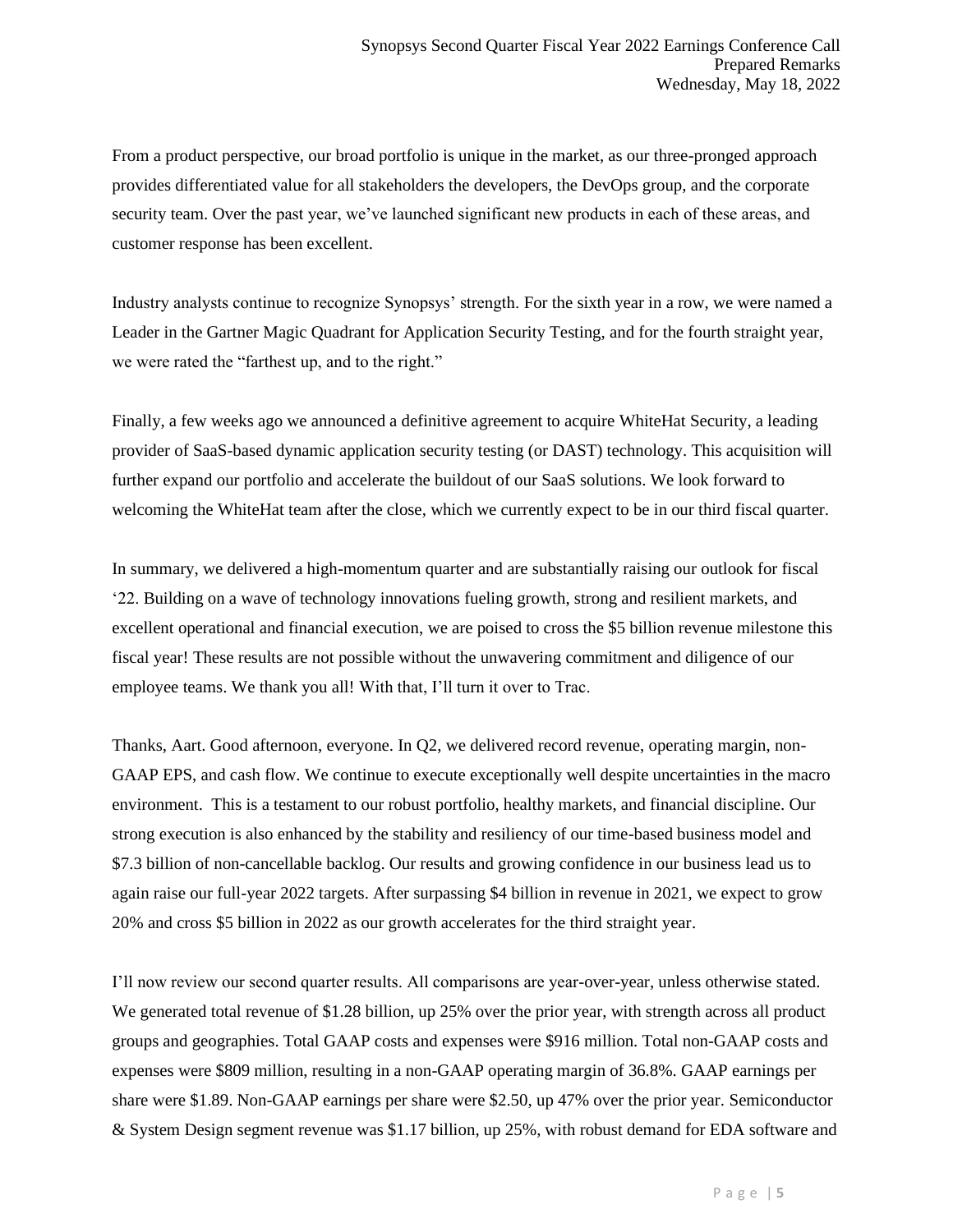From a product perspective, our broad portfolio is unique in the market, as our three-pronged approach provides differentiated value for all stakeholders the developers, the DevOps group, and the corporate security team. Over the past year, we've launched significant new products in each of these areas, and customer response has been excellent.

Industry analysts continue to recognize Synopsys' strength. For the sixth year in a row, we were named a Leader in the Gartner Magic Quadrant for Application Security Testing, and for the fourth straight year, we were rated the "farthest up, and to the right."

Finally, a few weeks ago we announced a definitive agreement to acquire WhiteHat Security, a leading provider of SaaS-based dynamic application security testing (or DAST) technology. This acquisition will further expand our portfolio and accelerate the buildout of our SaaS solutions. We look forward to welcoming the WhiteHat team after the close, which we currently expect to be in our third fiscal quarter.

In summary, we delivered a high-momentum quarter and are substantially raising our outlook for fiscal '22. Building on a wave of technology innovations fueling growth, strong and resilient markets, and excellent operational and financial execution, we are poised to cross the $5 billion revenue milestone this fiscal year! These results are not possible without the unwavering commitment and diligence of our employee teams. We thank you all! With that, I'll turn it over to Trac.

Thanks, Aart. Good afternoon, everyone. In Q2, we delivered record revenue, operating margin, non-GAAP EPS, and cash flow. We continue to execute exceptionally well despite uncertainties in the macro environment. This is a testament to our robust portfolio, healthy markets, and financial discipline. Our strong execution is also enhanced by the stability and resiliency of our time-based business model and $7.3 billion of non-cancellable backlog. Our results and growing confidence in our business lead us to again raise our full-year 2022 targets. After surpassing $4 billion in revenue in 2021, we expect to grow 20% and cross $5 billion in 2022 as our growth accelerates for the third straight year.

I'll now review our second quarter results. All comparisons are year-over-year, unless otherwise stated. We generated total revenue of $1.28 billion, up 25% over the prior year, with strength across all product groups and geographies. Total GAAP costs and expenses were $916 million. Total non-GAAP costs and expenses were $809 million, resulting in a non-GAAP operating margin of 36.8%. GAAP earnings per share were $1.89. Non-GAAP earnings per share were $2.50, up 47% over the prior year. Semiconductor & System Design segment revenue was $1.17 billion, up 25%, with robust demand for EDA software and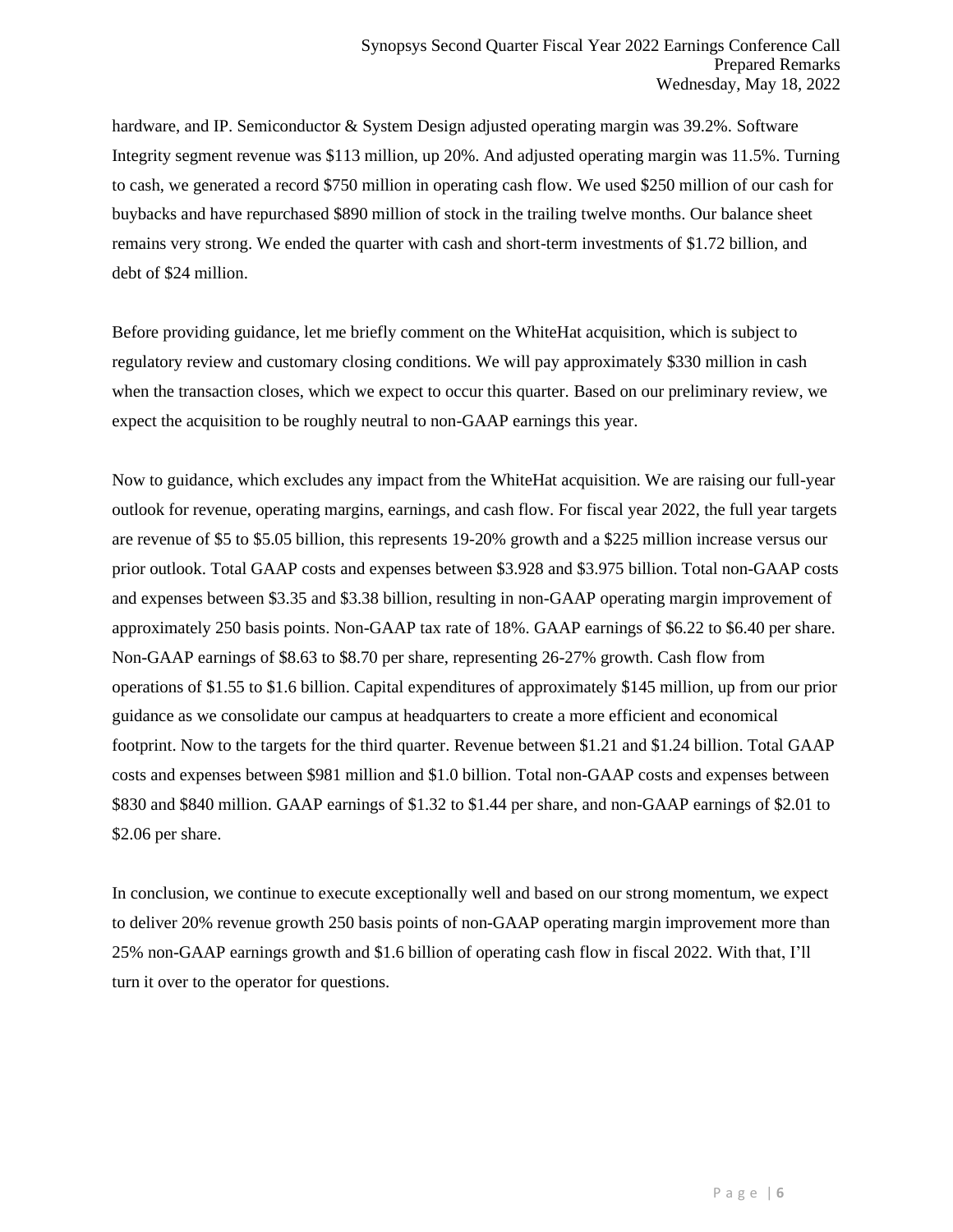hardware, and IP. Semiconductor & System Design adjusted operating margin was 39.2%. Software Integrity segment revenue was $113 million, up 20%. And adjusted operating margin was 11.5%. Turning to cash, we generated a record $750 million in operating cash flow. We used $250 million of our cash for buybacks and have repurchased $890 million of stock in the trailing twelve months. Our balance sheet remains very strong. We ended the quarter with cash and short-term investments of $1.72 billion, and debt of $24 million.

Before providing guidance, let me briefly comment on the WhiteHat acquisition, which is subject to regulatory review and customary closing conditions. We will pay approximately $330 million in cash when the transaction closes, which we expect to occur this quarter. Based on our preliminary review, we expect the acquisition to be roughly neutral to non-GAAP earnings this year.

Now to guidance, which excludes any impact from the WhiteHat acquisition. We are raising our full-year outlook for revenue, operating margins, earnings, and cash flow. For fiscal year 2022, the full year targets are revenue of $5 to $5.05 billion, this represents 19-20% growth and a $225 million increase versus our prior outlook. Total GAAP costs and expenses between $3.928 and $3.975 billion. Total non-GAAP costs and expenses between $3.35 and $3.38 billion, resulting in non-GAAP operating margin improvement of approximately 250 basis points. Non-GAAP tax rate of 18%. GAAP earnings of $6.22 to $6.40 per share. Non-GAAP earnings of $8.63 to $8.70 per share, representing 26-27% growth. Cash flow from operations of $1.55 to $1.6 billion. Capital expenditures of approximately $145 million, up from our prior guidance as we consolidate our campus at headquarters to create a more efficient and economical footprint. Now to the targets for the third quarter. Revenue between $1.21 and $1.24 billion. Total GAAP costs and expenses between $981 million and $1.0 billion. Total non-GAAP costs and expenses between $830 and $840 million. GAAP earnings of $1.32 to $1.44 per share, and non-GAAP earnings of $2.01 to $2.06 per share.

In conclusion, we continue to execute exceptionally well and based on our strong momentum, we expect to deliver 20% revenue growth 250 basis points of non-GAAP operating margin improvement more than 25% non-GAAP earnings growth and $1.6 billion of operating cash flow in fiscal 2022. With that, I'll turn it over to the operator for questions.